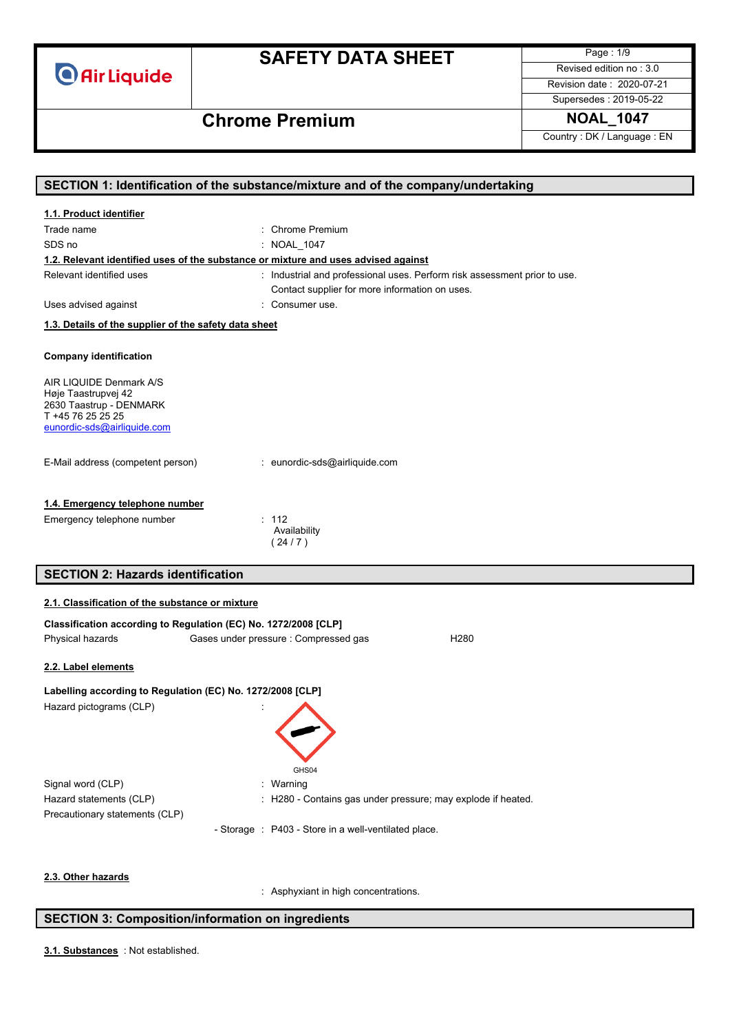# SAFETY DATA SHEET

**Chrome Premium**

| Page : 1/9 |
|---|
| Revised edition no : 3.0 |
| Revision date : 2020-07-21 |
| Supersedes : 2019-05-22 |
| **NOAL_1047** |
| Country : DK / Language : EN |

## SECTION 1: Identification of the substance/mixture and of the company/undertaking

### 1.1. Product identifier

Trade name : Chrome Premium

SDS no : NOAL_1047

### 1.2. Relevant identified uses of the substance or mixture and uses advised against

Relevant identified uses : Industrial and professional uses. Perform risk assessment prior to use. Contact supplier for more information on uses.

Uses advised against : Consumer use.

### 1.3. Details of the supplier of the safety data sheet

**Company identification**

AIR LIQUIDE Denmark A/S
Høje Taastrupvej 42
2630 Taastrup - DENMARK
T +45 76 25 25 25
eunordic-sds@airliquide.com

E-Mail address (competent person) : eunordic-sds@airliquide.com

### 1.4. Emergency telephone number

Emergency telephone number : 112
Availability
( 24 / 7 )

## SECTION 2: Hazards identification

### 2.1. Classification of the substance or mixture

**Classification according to Regulation (EC) No. 1272/2008 [CLP]**

| Physical hazards | Gases under pressure : Compressed gas | H280 |
|---|---|---|

### 2.2. Label elements

**Labelling according to Regulation (EC) No. 1272/2008 [CLP]**

Hazard pictograms (CLP) :

GHS04

Signal word (CLP) : Warning

Hazard statements (CLP) : H280 - Contains gas under pressure; may explode if heated.

Precautionary statements (CLP)

- Storage : P403 - Store in a well-ventilated place.

### 2.3. Other hazards

: Asphyxiant in high concentrations.

## SECTION 3: Composition/information on ingredients

**3.1. Substances** : Not established.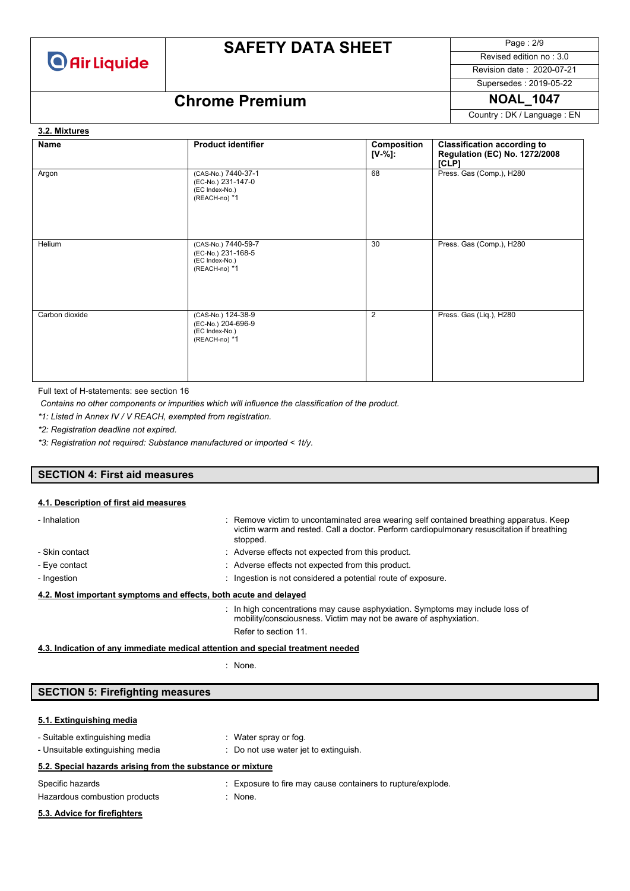#### 3.2. Mixtures

| Name | Product identifier | Composition [V-%]: | Classification according to Regulation (EC) No. 1272/2008 [CLP] |
|---|---|---|---|
| Argon | (CAS-No.) 7440-37-1<br>(EC-No.) 231-147-0<br>(EC Index-No.)<br>(REACH-no) *1 | 68 | Press. Gas (Comp.), H280 |
| Helium | (CAS-No.) 7440-59-7<br>(EC-No.) 231-168-5<br>(EC Index-No.)<br>(REACH-no) *1 | 30 | Press. Gas (Comp.), H280 |
| Carbon dioxide | (CAS-No.) 124-38-9<br>(EC-No.) 204-696-9<br>(EC Index-No.)<br>(REACH-no) *1 | 2 | Press. Gas (Liq.), H280 |

Full text of H-statements: see section 16

*Contains no other components or impurities which will influence the classification of the product.*

*\*1: Listed in Annex IV / V REACH, exempted from registration.*

*\*2: Registration deadline not expired.*

*\*3: Registration not required: Substance manufactured or imported < 1t/y.*

## SECTION 4: First aid measures

#### 4.1. Description of first aid measures

- Inhalation : Remove victim to uncontaminated area wearing self contained breathing apparatus. Keep victim warm and rested. Call a doctor. Perform cardiopulmonary resuscitation if breathing stopped.
- Skin contact : Adverse effects not expected from this product.
- Eye contact : Adverse effects not expected from this product.
- Ingestion : Ingestion is not considered a potential route of exposure.

#### 4.2. Most important symptoms and effects, both acute and delayed

: In high concentrations may cause asphyxiation. Symptoms may include loss of mobility/consciousness. Victim may not be aware of asphyxiation.

Refer to section 11.

#### 4.3. Indication of any immediate medical attention and special treatment needed

: None.

## SECTION 5: Firefighting measures

#### 5.1. Extinguishing media

- Suitable extinguishing media : Water spray or fog.
- Unsuitable extinguishing media : Do not use water jet to extinguish.

#### 5.2. Special hazards arising from the substance or mixture

Specific hazards : Exposure to fire may cause containers to rupture/explode.

Hazardous combustion products : None.

#### 5.3. Advice for firefighters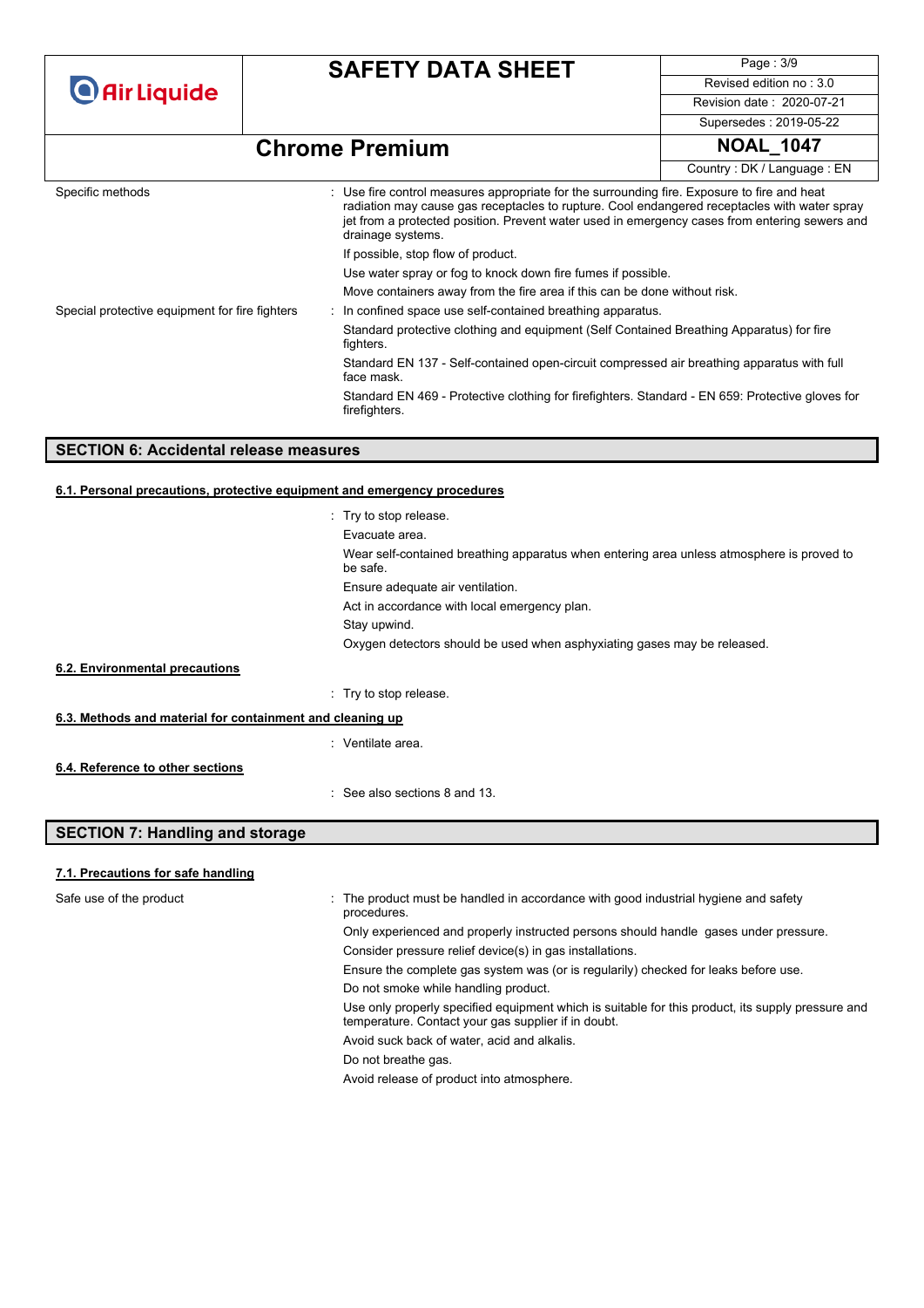| | |
|---|---|
| Specific methods | : Use fire control measures appropriate for the surrounding fire. Exposure to fire and heat radiation may cause gas receptacles to rupture. Cool endangered receptacles with water spray jet from a protected position. Prevent water used in emergency cases from entering sewers and drainage systems.<br>If possible, stop flow of product.<br>Use water spray or fog to knock down fire fumes if possible.<br>Move containers away from the fire area if this can be done without risk. |
| Special protective equipment for fire fighters | : In confined space use self-contained breathing apparatus.<br>Standard protective clothing and equipment (Self Contained Breathing Apparatus) for fire fighters.<br>Standard EN 137 - Self-contained open-circuit compressed air breathing apparatus with full face mask.<br>Standard EN 469 - Protective clothing for firefighters. Standard - EN 659: Protective gloves for firefighters. |

## SECTION 6: Accidental release measures

### 6.1. Personal precautions, protective equipment and emergency procedures

: Try to stop release.
Evacuate area.
Wear self-contained breathing apparatus when entering area unless atmosphere is proved to be safe.
Ensure adequate air ventilation.
Act in accordance with local emergency plan.
Stay upwind.
Oxygen detectors should be used when asphyxiating gases may be released.

### 6.2. Environmental precautions

: Try to stop release.

### 6.3. Methods and material for containment and cleaning up

: Ventilate area.

### 6.4. Reference to other sections

: See also sections 8 and 13.

## SECTION 7: Handling and storage

### 7.1. Precautions for safe handling

| | |
|---|---|
| Safe use of the product | : The product must be handled in accordance with good industrial hygiene and safety procedures.<br>Only experienced and properly instructed persons should handle gases under pressure.<br>Consider pressure relief device(s) in gas installations.<br>Ensure the complete gas system was (or is regularily) checked for leaks before use.<br>Do not smoke while handling product.<br>Use only properly specified equipment which is suitable for this product, its supply pressure and temperature. Contact your gas supplier if in doubt.<br>Avoid suck back of water, acid and alkalis.<br>Do not breathe gas.<br>Avoid release of product into atmosphere. |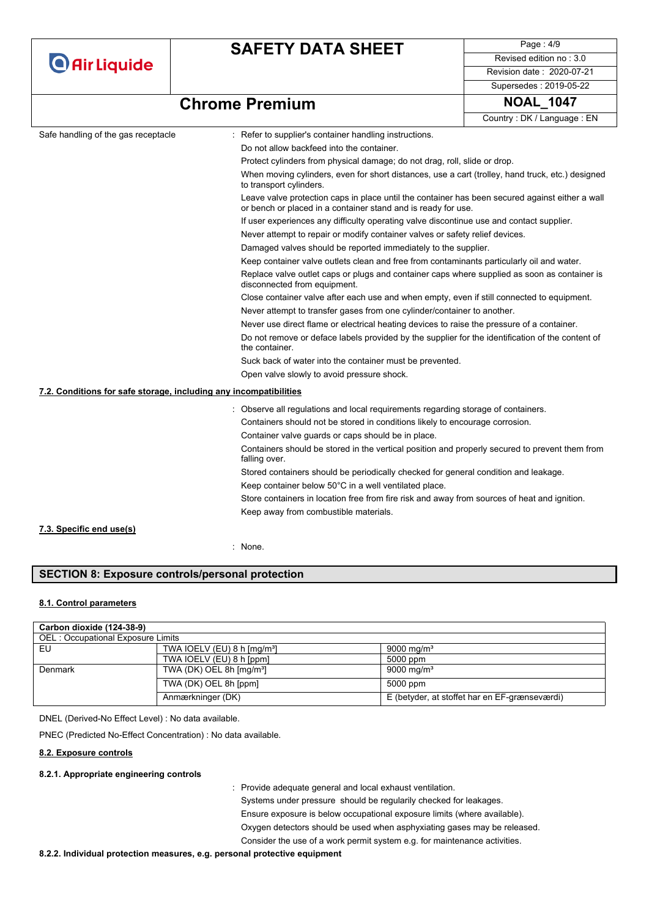Safe handling of the gas receptacle : Refer to supplier's container handling instructions.

Do not allow backfeed into the container.

Protect cylinders from physical damage; do not drag, roll, slide or drop.

When moving cylinders, even for short distances, use a cart (trolley, hand truck, etc.) designed to transport cylinders.

Leave valve protection caps in place until the container has been secured against either a wall or bench or placed in a container stand and is ready for use.

If user experiences any difficulty operating valve discontinue use and contact supplier.

Never attempt to repair or modify container valves or safety relief devices.

Damaged valves should be reported immediately to the supplier.

Keep container valve outlets clean and free from contaminants particularly oil and water.

Replace valve outlet caps or plugs and container caps where supplied as soon as container is disconnected from equipment.

Close container valve after each use and when empty, even if still connected to equipment.

Never attempt to transfer gases from one cylinder/container to another.

Never use direct flame or electrical heating devices to raise the pressure of a container.

Do not remove or deface labels provided by the supplier for the identification of the content of the container.

Suck back of water into the container must be prevented.

Open valve slowly to avoid pressure shock.

### 7.2. Conditions for safe storage, including any incompatibilities

: Observe all regulations and local requirements regarding storage of containers.

Containers should not be stored in conditions likely to encourage corrosion.

Container valve guards or caps should be in place.

Containers should be stored in the vertical position and properly secured to prevent them from falling over.

Stored containers should be periodically checked for general condition and leakage.

Keep container below 50°C in a well ventilated place.

Store containers in location free from fire risk and away from sources of heat and ignition.

Keep away from combustible materials.

### 7.3. Specific end use(s)

: None.

## SECTION 8: Exposure controls/personal protection

### 8.1. Control parameters

| Carbon dioxide (124-38-9) | | |
|---|---|---|
| OEL : Occupational Exposure Limits | | |
| EU | TWA IOELV (EU) 8 h [mg/m³] | 9000 mg/m³ |
| | TWA IOELV (EU) 8 h [ppm] | 5000 ppm |
| Denmark | TWA (DK) OEL 8h [mg/m³] | 9000 mg/m³ |
| | TWA (DK) OEL 8h [ppm] | 5000 ppm |
| | Anmærkninger (DK) | E (betyder, at stoffet har en EF-grænseværdi) |

DNEL (Derived-No Effect Level) : No data available.

PNEC (Predicted No-Effect Concentration) : No data available.

### 8.2. Exposure controls

#### 8.2.1. Appropriate engineering controls

: Provide adequate general and local exhaust ventilation.

Systems under pressure should be regularly checked for leakages.

Ensure exposure is below occupational exposure limits (where available).

Oxygen detectors should be used when asphyxiating gases may be released.

Consider the use of a work permit system e.g. for maintenance activities.

#### 8.2.2. Individual protection measures, e.g. personal protective equipment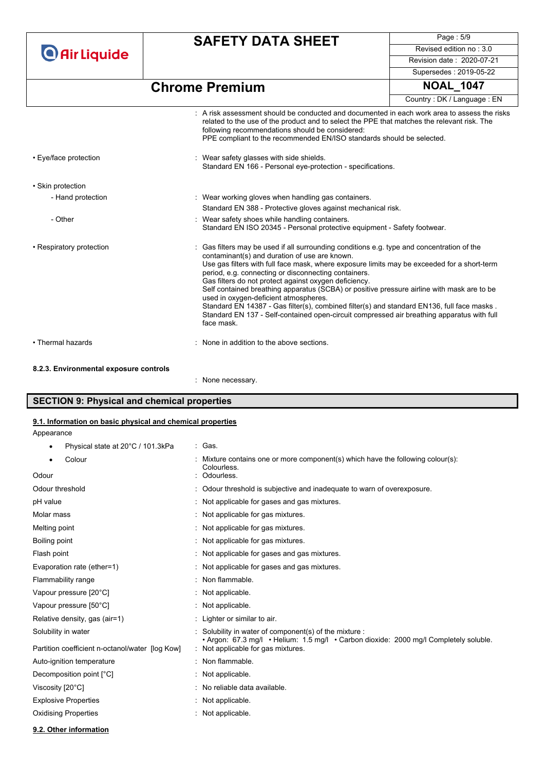| | |
|---|---|
| | : A risk assessment should be conducted and documented in each work area to assess the risks related to the use of the product and to select the PPE that matches the relevant risk. The following recommendations should be considered: PPE compliant to the recommended EN/ISO standards should be selected. |
| • Eye/face protection | : Wear safety glasses with side shields. Standard EN 166 - Personal eye-protection - specifications. |
| • Skin protection | |
| - Hand protection | : Wear working gloves when handling gas containers. Standard EN 388 - Protective gloves against mechanical risk. |
| - Other | : Wear safety shoes while handling containers. Standard EN ISO 20345 - Personal protective equipment - Safety footwear. |
| • Respiratory protection | : Gas filters may be used if all surrounding conditions e.g. type and concentration of the contaminant(s) and duration of use are known. Use gas filters with full face mask, where exposure limits may be exceeded for a short-term period, e.g. connecting or disconnecting containers. Gas filters do not protect against oxygen deficiency. Self contained breathing apparatus (SCBA) or positive pressure airline with mask are to be used in oxygen-deficient atmospheres. Standard EN 14387 - Gas filter(s), combined filter(s) and standard EN136, full face masks . Standard EN 137 - Self-contained open-circuit compressed air breathing apparatus with full face mask. |
| • Thermal hazards | : None in addition to the above sections. |

#### 8.2.3. Environmental exposure controls

: None necessary.

## SECTION 9: Physical and chemical properties

### 9.1. Information on basic physical and chemical properties

| | |
|---|---|
| Appearance | |
| • Physical state at 20°C / 101.3kPa | : Gas. |
| • Colour | : Mixture contains one or more component(s) which have the following colour(s): Colourless. |
| Odour | : Odourless. |
| Odour threshold | : Odour threshold is subjective and inadequate to warn of overexposure. |
| pH value | : Not applicable for gases and gas mixtures. |
| Molar mass | : Not applicable for gas mixtures. |
| Melting point | : Not applicable for gas mixtures. |
| Boiling point | : Not applicable for gas mixtures. |
| Flash point | : Not applicable for gases and gas mixtures. |
| Evaporation rate (ether=1) | : Not applicable for gases and gas mixtures. |
| Flammability range | : Non flammable. |
| Vapour pressure [20°C] | : Not applicable. |
| Vapour pressure [50°C] | : Not applicable. |
| Relative density, gas (air=1) | : Lighter or similar to air. |
| Solubility in water | : Solubility in water of component(s) of the mixture : • Argon: 67.3 mg/l • Helium: 1.5 mg/l • Carbon dioxide: 2000 mg/l Completely soluble. |
| Partition coefficient n-octanol/water [log Kow] | : Not applicable for gas mixtures. |
| Auto-ignition temperature | : Non flammable. |
| Decomposition point [°C] | : Not applicable. |
| Viscosity [20°C] | : No reliable data available. |
| Explosive Properties | : Not applicable. |
| Oxidising Properties | : Not applicable. |

### 9.2. Other information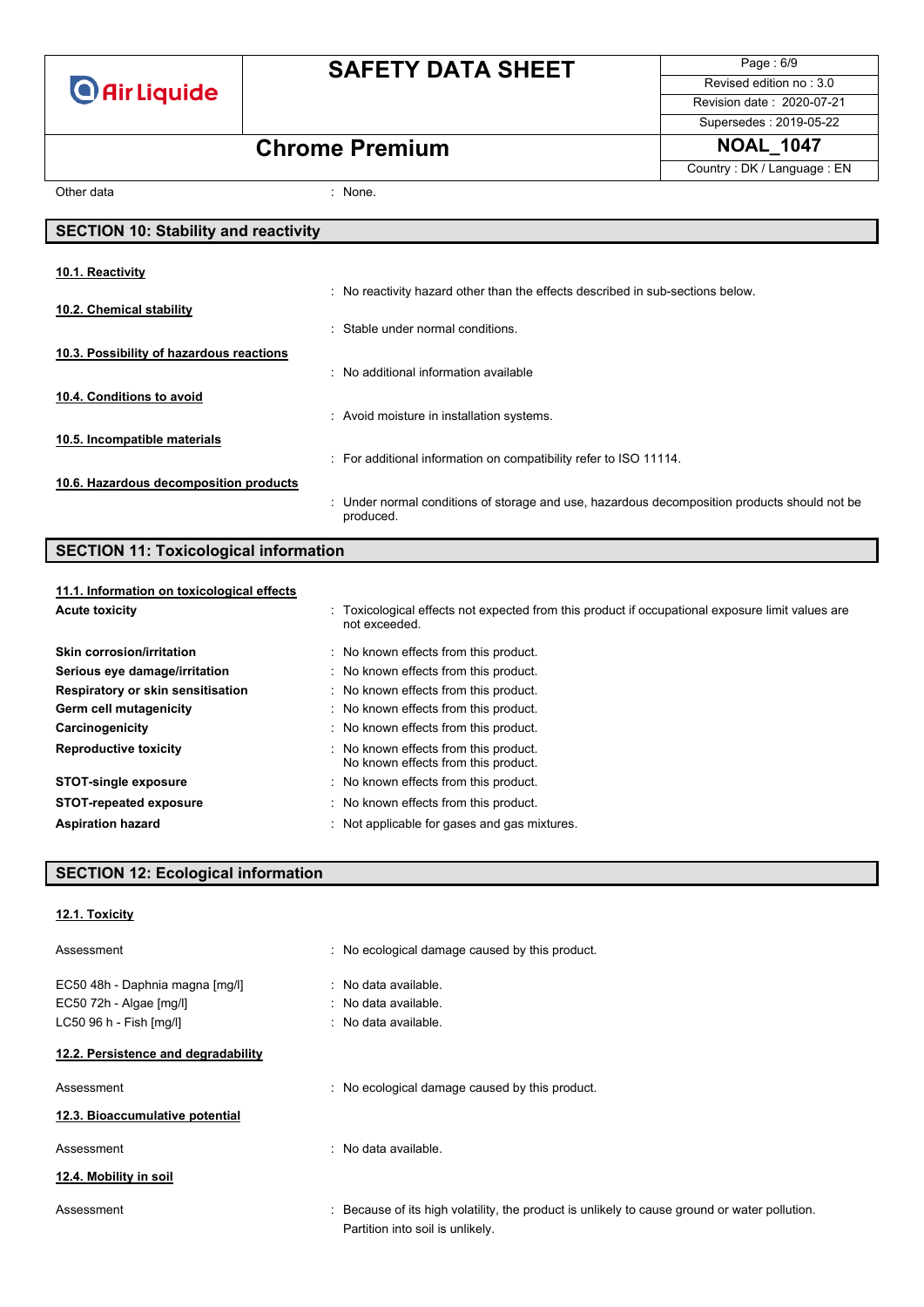Other data : None.

## SECTION 10: Stability and reactivity

**10.1. Reactivity**

: No reactivity hazard other than the effects described in sub-sections below.

**10.2. Chemical stability**

: Stable under normal conditions.

**10.3. Possibility of hazardous reactions**

: No additional information available

**10.4. Conditions to avoid**

: Avoid moisture in installation systems.

**10.5. Incompatible materials**

: For additional information on compatibility refer to ISO 11114.

**10.6. Hazardous decomposition products**

: Under normal conditions of storage and use, hazardous decomposition products should not be produced.

## SECTION 11: Toxicological information

**11.1. Information on toxicological effects**

| | |
|---|---|
| **Acute toxicity** | : Toxicological effects not expected from this product if occupational exposure limit values are not exceeded. |
| **Skin corrosion/irritation** | : No known effects from this product. |
| **Serious eye damage/irritation** | : No known effects from this product. |
| **Respiratory or skin sensitisation** | : No known effects from this product. |
| **Germ cell mutagenicity** | : No known effects from this product. |
| **Carcinogenicity** | : No known effects from this product. |
| **Reproductive toxicity** | : No known effects from this product. No known effects from this product. |
| **STOT-single exposure** | : No known effects from this product. |
| **STOT-repeated exposure** | : No known effects from this product. |
| **Aspiration hazard** | : Not applicable for gases and gas mixtures. |

## SECTION 12: Ecological information

**12.1. Toxicity**

| | |
|---|---|
| Assessment | : No ecological damage caused by this product. |
| EC50 48h - Daphnia magna [mg/l] | : No data available. |
| EC50 72h - Algae [mg/l] | : No data available. |
| LC50 96 h - Fish [mg/l] | : No data available. |

**12.2. Persistence and degradability**

| | |
|---|---|
| Assessment | : No ecological damage caused by this product. |

**12.3. Bioaccumulative potential**

| | |
|---|---|
| Assessment | : No data available. |

**12.4. Mobility in soil**

| | |
|---|---|
| Assessment | : Because of its high volatility, the product is unlikely to cause ground or water pollution. Partition into soil is unlikely. |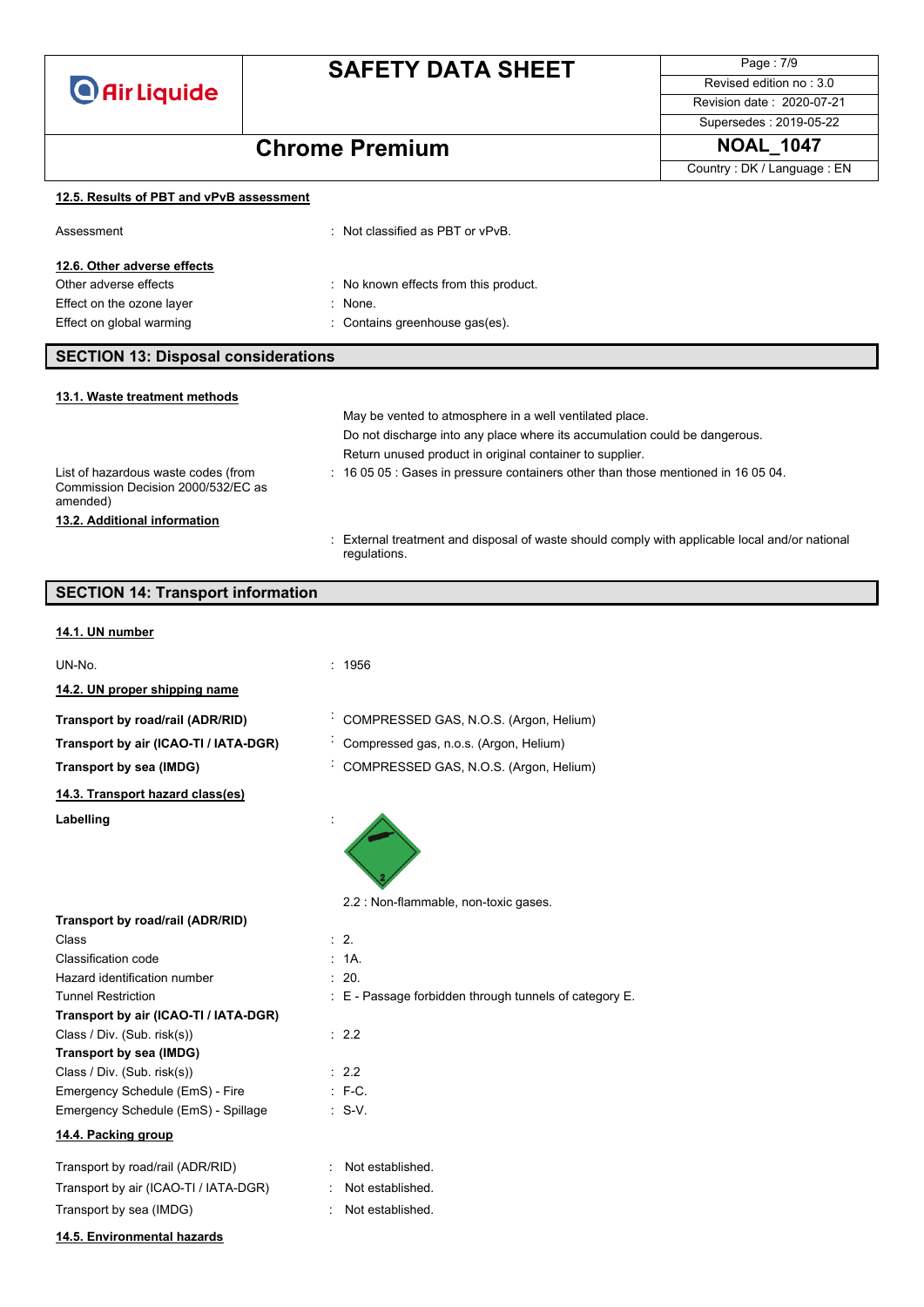### 12.5. Results of PBT and vPvB assessment

| | |
|---|---|
| Assessment | : Not classified as PBT or vPvB. |

### 12.6. Other adverse effects

| | |
|---|---|
| Other adverse effects | : No known effects from this product. |
| Effect on the ozone layer | : None. |
| Effect on global warming | : Contains greenhouse gas(es). |

## SECTION 13: Disposal considerations

### 13.1. Waste treatment methods

May be vented to atmosphere in a well ventilated place.
Do not discharge into any place where its accumulation could be dangerous.
Return unused product in original container to supplier.

| | |
|---|---|
| List of hazardous waste codes (from Commission Decision 2000/532/EC as amended) | : 16 05 05 : Gases in pressure containers other than those mentioned in 16 05 04. |

### 13.2. Additional information

: External treatment and disposal of waste should comply with applicable local and/or national regulations.

## SECTION 14: Transport information

### 14.1. UN number

| | |
|---|---|
| UN-No. | : 1956 |

### 14.2. UN proper shipping name

| | |
|---|---|
| **Transport by road/rail (ADR/RID)** | : COMPRESSED GAS, N.O.S. (Argon, Helium) |
| **Transport by air (ICAO-TI / IATA-DGR)** | : Compressed gas, n.o.s. (Argon, Helium) |
| **Transport by sea (IMDG)** | : COMPRESSED GAS, N.O.S. (Argon, Helium) |

### 14.3. Transport hazard class(es)

**Labelling** :

2.2 : Non-flammable, non-toxic gases.

| | |
|---|---|
| **Transport by road/rail (ADR/RID)** | |
| Class | : 2. |
| Classification code | : 1A. |
| Hazard identification number | : 20. |
| Tunnel Restriction | : E - Passage forbidden through tunnels of category E. |
| **Transport by air (ICAO-TI / IATA-DGR)** | |
| Class / Div. (Sub. risk(s)) | : 2.2 |
| **Transport by sea (IMDG)** | |
| Class / Div. (Sub. risk(s)) | : 2.2 |
| Emergency Schedule (EmS) - Fire | : F-C. |
| Emergency Schedule (EmS) - Spillage | : S-V. |

### 14.4. Packing group

| | |
|---|---|
| Transport by road/rail (ADR/RID) | : Not established. |
| Transport by air (ICAO-TI / IATA-DGR) | : Not established. |
| Transport by sea (IMDG) | : Not established. |

### 14.5. Environmental hazards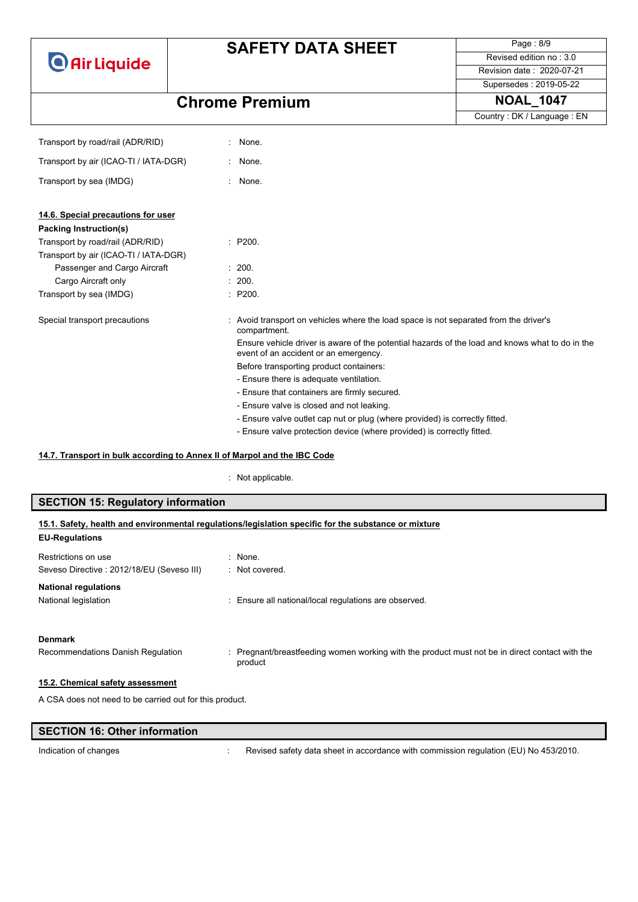Transport by road/rail (ADR/RID) : None.

Transport by air (ICAO-TI / IATA-DGR) : None.

Transport by sea (IMDG) : None.

**14.6. Special precautions for user**

**Packing Instruction(s)**

Transport by road/rail (ADR/RID) : P200.

Transport by air (ICAO-TI / IATA-DGR)

- Passenger and Cargo Aircraft : 200.
- Cargo Aircraft only : 200.

Transport by sea (IMDG) : P200.

Special transport precautions : Avoid transport on vehicles where the load space is not separated from the driver's compartment.
Ensure vehicle driver is aware of the potential hazards of the load and knows what to do in the event of an accident or an emergency.
Before transporting product containers:
- Ensure there is adequate ventilation.
- Ensure that containers are firmly secured.
- Ensure valve is closed and not leaking.
- Ensure valve outlet cap nut or plug (where provided) is correctly fitted.
- Ensure valve protection device (where provided) is correctly fitted.

**14.7. Transport in bulk according to Annex II of Marpol and the IBC Code**

: Not applicable.

## SECTION 15: Regulatory information

**15.1. Safety, health and environmental regulations/legislation specific for the substance or mixture**

**EU-Regulations**

Restrictions on use : None.

Seveso Directive : 2012/18/EU (Seveso III) : Not covered.

**National regulations**

National legislation : Ensure all national/local regulations are observed.

**Denmark**

Recommendations Danish Regulation : Pregnant/breastfeeding women working with the product must not be in direct contact with the product

**15.2. Chemical safety assessment**

A CSA does not need to be carried out for this product.

## SECTION 16: Other information

Indication of changes : Revised safety data sheet in accordance with commission regulation (EU) No 453/2010.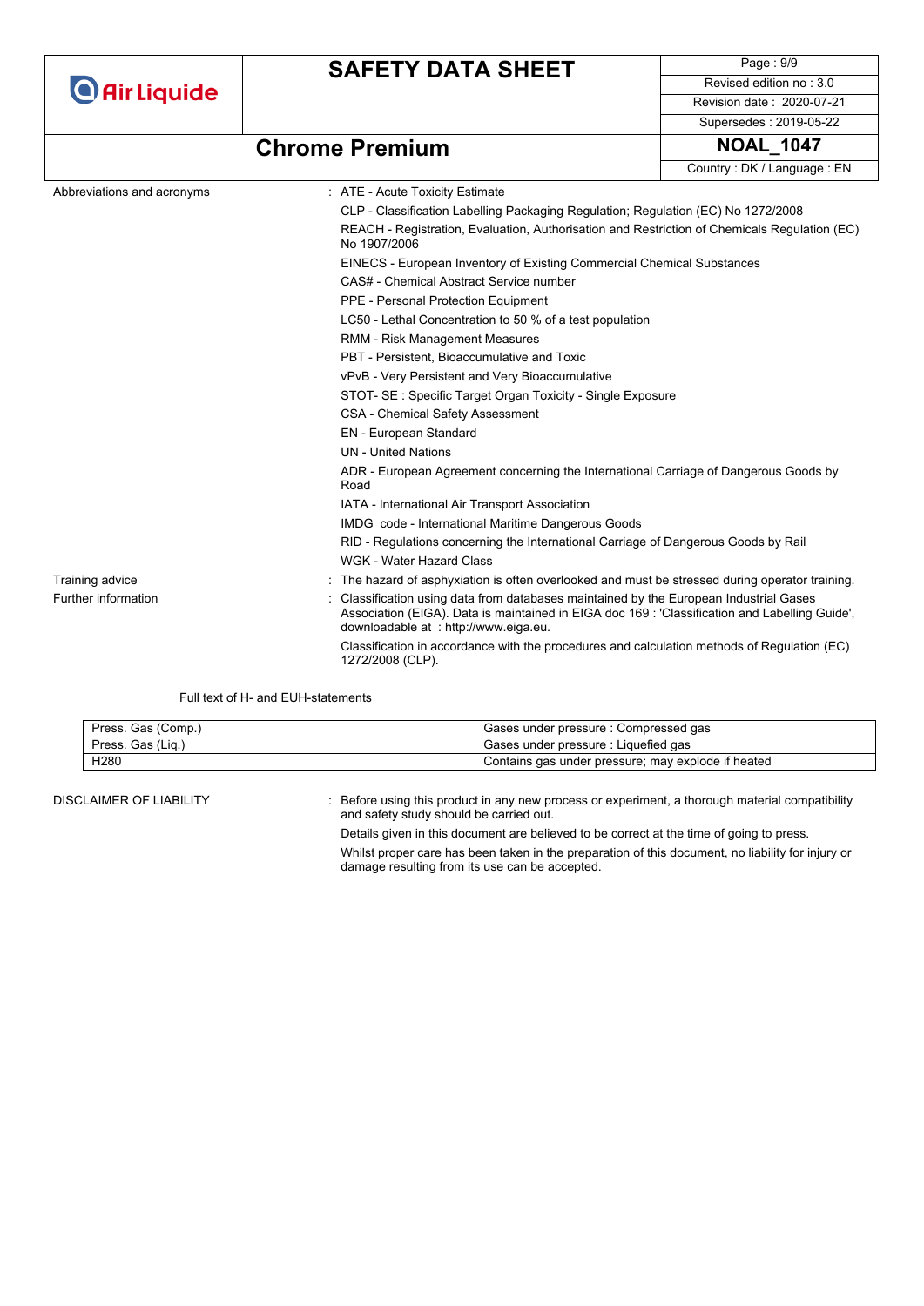Abbreviations and acronyms : ATE - Acute Toxicity Estimate

CLP - Classification Labelling Packaging Regulation; Regulation (EC) No 1272/2008

REACH - Registration, Evaluation, Authorisation and Restriction of Chemicals Regulation (EC) No 1907/2006

EINECS - European Inventory of Existing Commercial Chemical Substances

CAS# - Chemical Abstract Service number

PPE - Personal Protection Equipment

LC50 - Lethal Concentration to 50 % of a test population

RMM - Risk Management Measures

PBT - Persistent, Bioaccumulative and Toxic

vPvB - Very Persistent and Very Bioaccumulative

STOT- SE : Specific Target Organ Toxicity - Single Exposure

CSA - Chemical Safety Assessment

EN - European Standard

UN - United Nations

ADR - European Agreement concerning the International Carriage of Dangerous Goods by Road

IATA - International Air Transport Association

IMDG code - International Maritime Dangerous Goods

RID - Regulations concerning the International Carriage of Dangerous Goods by Rail

WGK - Water Hazard Class

Training advice : The hazard of asphyxiation is often overlooked and must be stressed during operator training.

Further information : Classification using data from databases maintained by the European Industrial Gases Association (EIGA). Data is maintained in EIGA doc 169 : 'Classification and Labelling Guide', downloadable at : http://www.eiga.eu.

Classification in accordance with the procedures and calculation methods of Regulation (EC) 1272/2008 (CLP).

Full text of H- and EUH-statements

| | |
|---|---|
| Press. Gas (Comp.) | Gases under pressure : Compressed gas |
| Press. Gas (Liq.) | Gases under pressure : Liquefied gas |
| H280 | Contains gas under pressure; may explode if heated |

DISCLAIMER OF LIABILITY : Before using this product in any new process or experiment, a thorough material compatibility and safety study should be carried out.

Details given in this document are believed to be correct at the time of going to press.

Whilst proper care has been taken in the preparation of this document, no liability for injury or damage resulting from its use can be accepted.